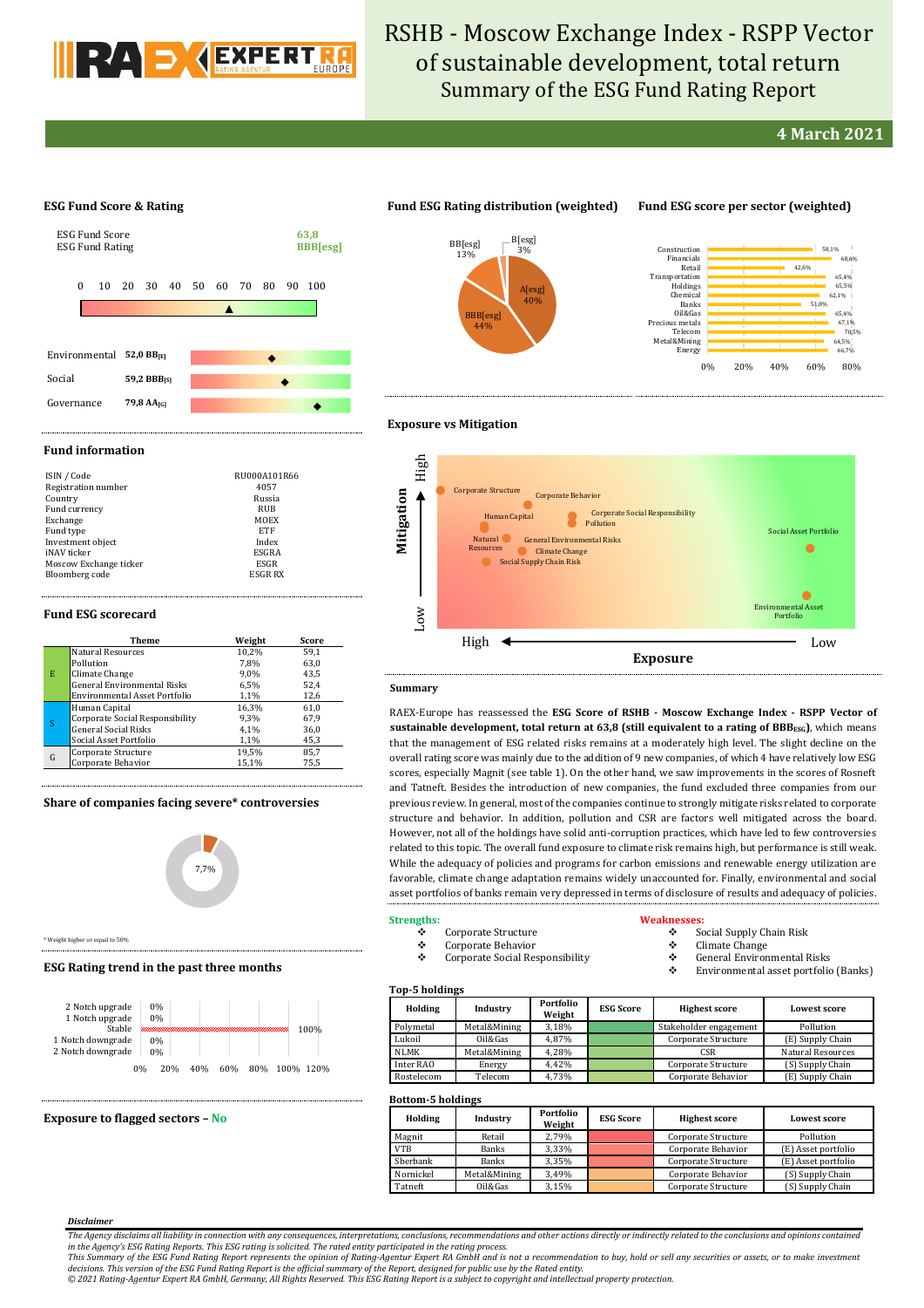# RSHB - Moscow Exchange Index - RSPP Vector of sustainable development, total return

## Summary of the ESG Fund Rating Report

**4 March 2021**

### ESG Fund Score & Rating

ESG Fund Score: **63,8**
ESG Fund Rating: **BBB[esg]**

| | | |
|---|---|---|
| Environmental | 52,0 BB[E] | |
| Social | 59,2 BBB[S] | |
| Governance | 79,8 AA[G] | |

### Fund ESG Rating distribution (weighted)

- A[esg]: 40%
- BBB[esg]: 44%
- BB[esg]: 13%
- B[esg]: 3%

### Fund ESG score per sector (weighted)

| Sector | Score |
|---|---|
| Construction | 58,1% |
| Financials | 68,6% |
| Retail | 42,6% |
| Transportation | 65,4% |
| Holdings | 65,5% |
| Chemical | 62,1% |
| Banks | 51,8% |
| Oil&Gas | 65,4% |
| Precious metals | 67,1% |
| Telecom | 70,5% |
| Metal&Mining | 64,5% |
| Energy | 66,7% |

### Fund information

| | |
|---|---|
| ISIN / Code | RU000A101R66 |
| Registration number | 4057 |
| Country | Russia |
| Fund currency | RUB |
| Exchange | MOEX |
| Fund type | ETF |
| Investment object | Index |
| iNAV ticker | ESGRA |
| Moscow Exchange ticker | ESGR |
| Bloomberg code | ESGR RX |

### Fund ESG scorecard

| | Theme | Weight | Score |
|---|---|---|---|
| E | Natural Resources | 10,2% | 59,1 |
| | Pollution | 7,8% | 63,0 |
| | Climate Change | 9,0% | 43,5 |
| | General Environmental Risks | 6,5% | 52,4 |
| | Environmental Asset Portfolio | 1,1% | 12,6 |
| S | Human Capital | 16,3% | 61,0 |
| | Corporate Social Responsibility | 9,3% | 67,9 |
| | General Social Risks | 4,1% | 36,0 |
| | Social Asset Portfolio | 1,1% | 45,3 |
| G | Corporate Structure | 19,5% | 85,7 |
| | Corporate Behavior | 15,1% | 75,5 |

### Share of companies facing severe* controversies

7,7%

\* Weight higher or equal to 50%

### ESG Rating trend in the past three months

| | |
|---|---|
| 2 Notch upgrade | 0% |
| 1 Notch upgrade | 0% |
| Stable | 100% |
| 1 Notch downgrade | 0% |
| 2 Notch downgrade | 0% |

### Exposure to flagged sectors – No

### Exposure vs Mitigation

Mitigation (High / Low) vs Exposure (High / Low): Corporate Structure, Corporate Behavior, Human Capital, Corporate Social Responsibility, Pollution, Natural Resources, General Environmental Risks, Climate Change, Social Supply Chain Risk, Social Asset Portfolio, Environmental Asset Portfolio.

### Summary

RAEX-Europe has reassessed the **ESG Score of RSHB - Moscow Exchange Index - RSPP Vector of sustainable development, total return at 63,8 (still equivalent to a rating of BBB$_{ESG}$)**, which means that the management of ESG related risks remains at a moderately high level. The slight decline on the overall rating score was mainly due to the addition of 9 new companies, of which 4 have relatively low ESG scores, especially Magnit (see table 1). On the other hand, we saw improvements in the scores of Rosneft and Tatneft. Besides the introduction of new companies, the fund excluded three companies from our previous review. In general, most of the companies continue to strongly mitigate risks related to corporate structure and behavior. In addition, pollution and CSR are factors well mitigated across the board. However, not all of the holdings have solid anti-corruption practices, which have led to few controversies related to this topic. The overall fund exposure to climate risk remains high, but performance is still weak. While the adequacy of policies and programs for carbon emissions and renewable energy utilization are favorable, climate change adaptation remains widely unaccounted for. Finally, environmental and social asset portfolios of banks remain very depressed in terms of disclosure of results and adequacy of policies.

**Strengths:**

- Corporate Structure
- Corporate Behavior
- Corporate Social Responsibility

**Weaknesses:**

- Social Supply Chain Risk
- Climate Change
- General Environmental Risks
- Environmental asset portfolio (Banks)

### Top-5 holdings

| Holding | Industry | Portfolio Weight | ESG Score | Highest score | Lowest score |
|---|---|---|---|---|---|
| Polymetal | Metal&Mining | 3,18% | | Stakeholder engagement | Pollution |
| Lukoil | Oil&Gas | 4,87% | | Corporate Structure | (E) Supply Chain |
| NLMK | Metal&Mining | 4,28% | | CSR | Natural Resources |
| Inter RAO | Energy | 4,42% | | Corporate Structure | (S) Supply Chain |
| Rostelecom | Telecom | 4,73% | | Corporate Behavior | (E) Supply Chain |

### Bottom-5 holdings

| Holding | Industry | Portfolio Weight | ESG Score | Highest score | Lowest score |
|---|---|---|---|---|---|
| Magnit | Retail | 2,79% | | Corporate Structure | Pollution |
| VTB | Banks | 3,33% | | Corporate Structure | (E) Asset portfolio |
| Sberbank | Banks | 3,35% | | Corporate Structure | (E) Asset portfolio |
| Nornickel | Metal&Mining | 3,49% | | Corporate Behavior | (S) Supply Chain |
| Tatneft | Oil&Gas | 3,15% | | Corporate Structure | (S) Supply Chain |

***Disclaimer***

*The Agency disclaims all liability in connection with any consequences, interpretations, conclusions, recommendations and other actions directly or indirectly related to the conclusions and opinions contained in the Agency's ESG Rating Reports. This ESG rating is solicited. The rated entity participated in the rating process.*
*This Summary of the ESG Fund Rating Report represents the opinion of Rating-Agentur Expert RA GmbH and is not a recommendation to buy, hold or sell any securities or assets, or to make investment decisions. This version of the ESG Fund Rating Report is the official summary of the Report, designed for public use by the Rated entity.*
*© 2021 Rating-Agentur Expert RA GmbH, Germany, All Rights Reserved. This ESG Rating Report is a subject to copyright and intellectual property protection.*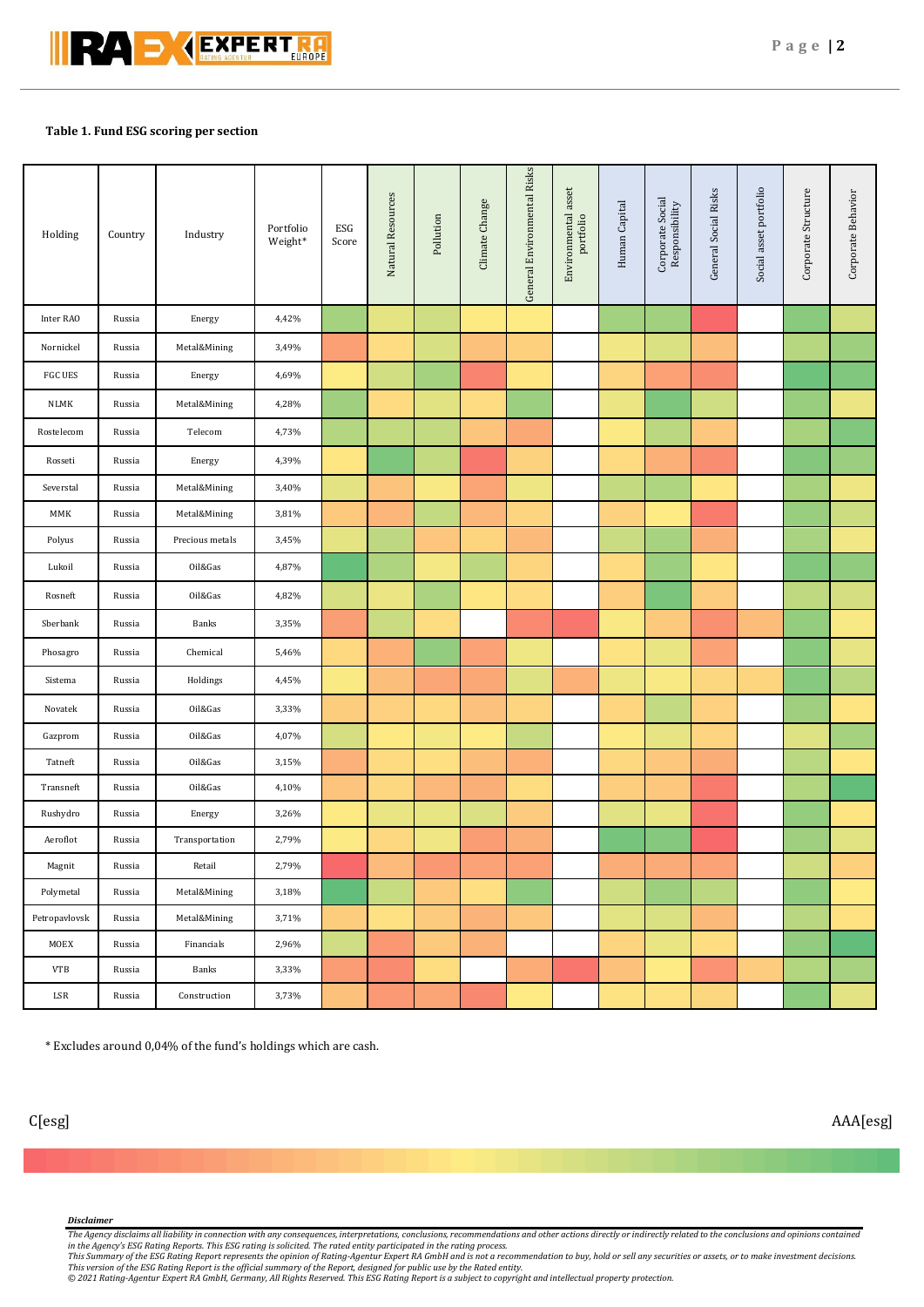**Table 1. Fund ESG scoring per section**

| Holding | Country | Industry | Portfolio Weight* | ESG Score | Natural Resources | Pollution | Climate Change | General Environmental Risks | Environmental asset portfolio | Human Capital | Corporate Social Responsibility | General Social Risks | Social asset portfolio | Corporate Structure | Corporate Behavior |
|---|---|---|---|---|---|---|---|---|---|---|---|---|---|---|---|
| Inter RAO | Russia | Energy | 4,42% | | | | | | | | | | | | |
| Nornickel | Russia | Metal&Mining | 3,49% | | | | | | | | | | | | |
| FGC UES | Russia | Energy | 4,69% | | | | | | | | | | | | |
| NLMK | Russia | Metal&Mining | 4,28% | | | | | | | | | | | | |
| Rostelecom | Russia | Telecom | 4,73% | | | | | | | | | | | | |
| Rosseti | Russia | Energy | 4,39% | | | | | | | | | | | | |
| Severstal | Russia | Metal&Mining | 3,40% | | | | | | | | | | | | |
| MMK | Russia | Metal&Mining | 3,81% | | | | | | | | | | | | |
| Polyus | Russia | Precious metals | 3,45% | | | | | | | | | | | | |
| Lukoil | Russia | Oil&Gas | 4,87% | | | | | | | | | | | | |
| Rosneft | Russia | Oil&Gas | 4,82% | | | | | | | | | | | | |
| Sberbank | Russia | Banks | 3,35% | | | | | | | | | | | | |
| Phosagro | Russia | Chemical | 5,46% | | | | | | | | | | | | |
| Sistema | Russia | Holdings | 4,45% | | | | | | | | | | | | |
| Novatek | Russia | Oil&Gas | 3,33% | | | | | | | | | | | | |
| Gazprom | Russia | Oil&Gas | 4,07% | | | | | | | | | | | | |
| Tatneft | Russia | Oil&Gas | 3,15% | | | | | | | | | | | | |
| Transneft | Russia | Oil&Gas | 4,10% | | | | | | | | | | | | |
| Rushydro | Russia | Energy | 3,26% | | | | | | | | | | | | |
| Aeroflot | Russia | Transportation | 2,79% | | | | | | | | | | | | |
| Magnit | Russia | Retail | 2,79% | | | | | | | | | | | | |
| Polymetal | Russia | Metal&Mining | 3,18% | | | | | | | | | | | | |
| Petropavlovsk | Russia | Metal&Mining | 3,71% | | | | | | | | | | | | |
| MOEX | Russia | Financials | 2,96% | | | | | | | | | | | | |
| VTB | Russia | Banks | 3,33% | | | | | | | | | | | | |
| LSR | Russia | Construction | 3,73% | | | | | | | | | | | | |

\* Excludes around 0,04% of the fund's holdings which are cash.

C[esg] AAA[esg]

***Disclaimer***

*The Agency disclaims all liability in connection with any consequences, interpretations, conclusions, recommendations and other actions directly or indirectly related to the conclusions and opinions contained in the Agency's ESG Rating Reports. This ESG rating is solicited. The rated entity participated in the rating process.*
*This Summary of the ESG Rating Report represents the opinion of Rating-Agentur Expert RA GmbH and is not a recommendation to buy, hold or sell any securities or assets, or to make investment decisions.*
*This version of the ESG Rating Report is the official summary of the Report, designed for public use by the Rated entity.*
*© 2021 Rating-Agentur Expert RA GmbH, Germany, All Rights Reserved. This ESG Rating Report is a subject to copyright and intellectual property protection.*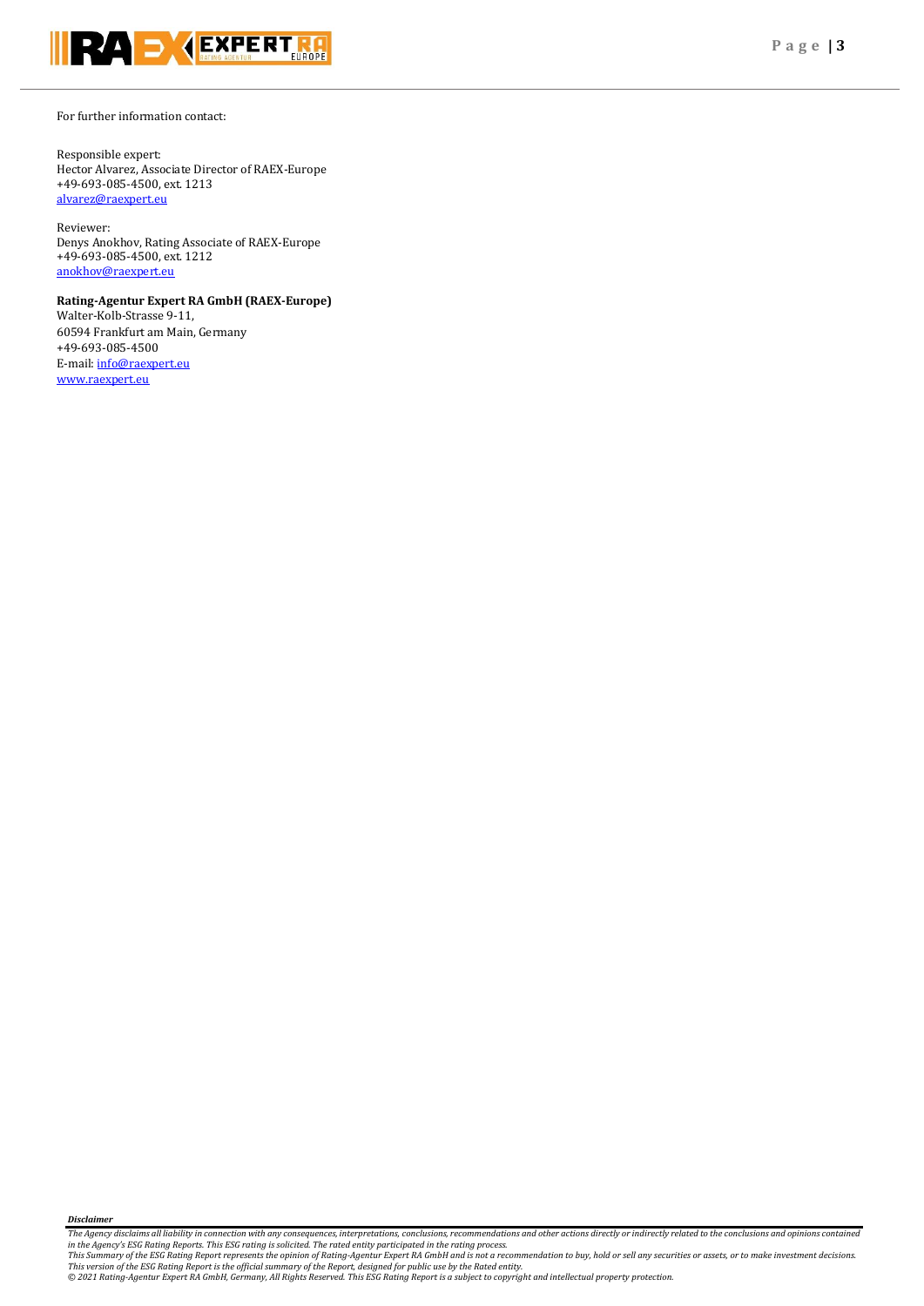For further information contact:

Responsible expert:
Hector Alvarez, Associate Director of RAEX-Europe
+49-693-085-4500, ext. 1213
alvarez@raexpert.eu

Reviewer:
Denys Anokhov, Rating Associate of RAEX-Europe
+49-693-085-4500, ext. 1212
anokhov@raexpert.eu

**Rating-Agentur Expert RA GmbH (RAEX-Europe)**
Walter-Kolb-Strasse 9-11,
60594 Frankfurt am Main, Germany
+49-693-085-4500
E-mail: info@raexpert.eu
www.raexpert.eu

***Disclaimer***

*The Agency disclaims all liability in connection with any consequences, interpretations, conclusions, recommendations and other actions directly or indirectly related to the conclusions and opinions contained in the Agency's ESG Rating Reports. This ESG rating is solicited. The rated entity participated in the rating process.*
*This Summary of the ESG Rating Report represents the opinion of Rating-Agentur Expert RA GmbH and is not a recommendation to buy, hold or sell any securities or assets, or to make investment decisions.*
*This version of the ESG Rating Report is the official summary of the Report, designed for public use by the Rated entity.*
*© 2021 Rating-Agentur Expert RA GmbH, Germany, All Rights Reserved. This ESG Rating Report is a subject to copyright and intellectual property protection.*